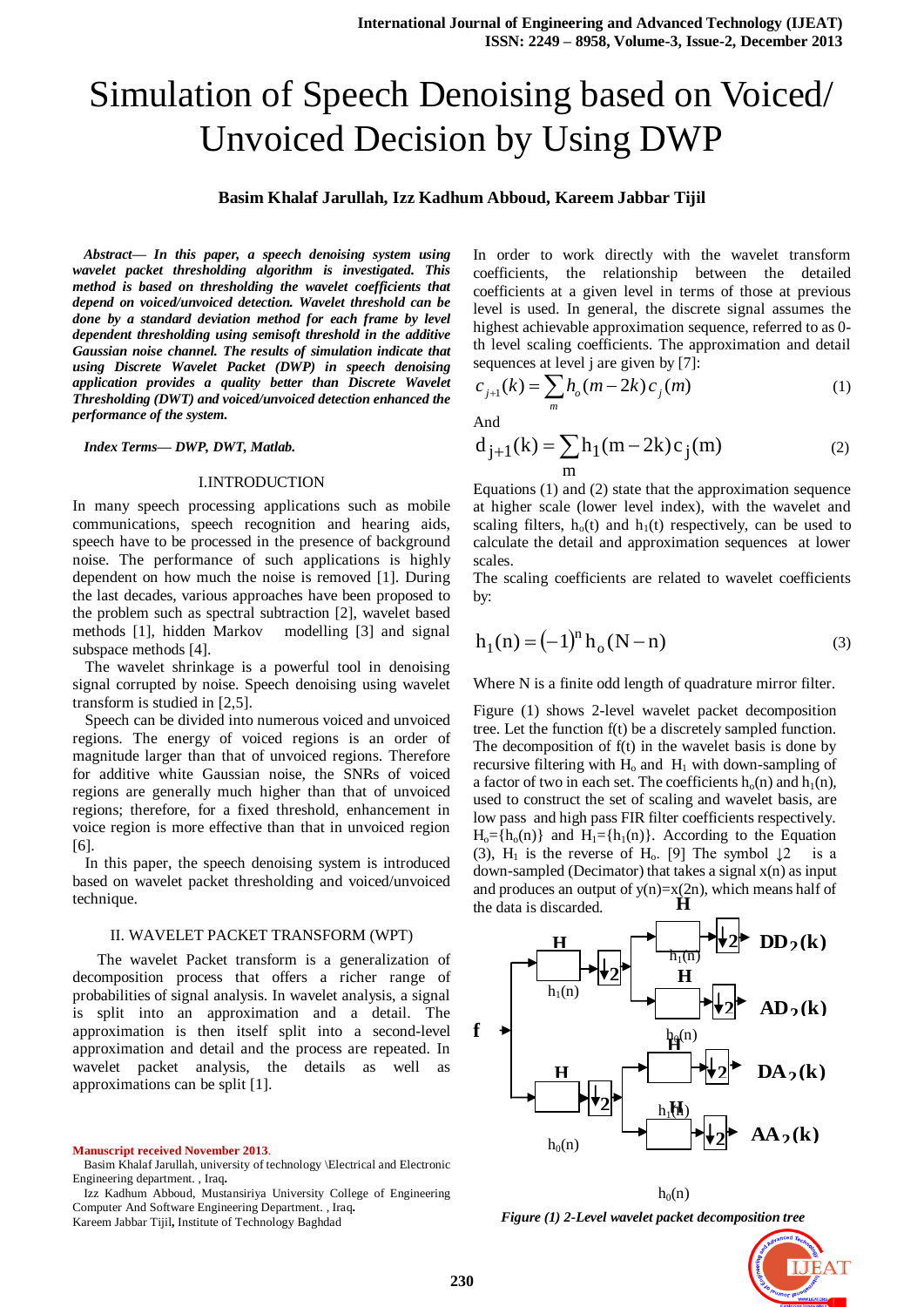# Simulation of Speech Denoising based on Voiced/ Unvoiced Decision by Using DWP

**Basim Khalaf Jarullah, Izz Kadhum Abboud, Kareem Jabbar Tijil**

***Abstract*— *In this paper, a speech denoising system using wavelet packet thresholding algorithm is investigated. This method is based on thresholding the wavelet coefficients that depend on voiced/unvoiced detection. Wavelet threshold can be done by a standard deviation method for each frame by level dependent thresholding using semisoft threshold in the additive Gaussian noise channel. The results of simulation indicate that using Discrete Wavelet Packet (DWP) in speech denoising application provides a quality better than Discrete Wavelet Thresholding (DWT) and voiced/unvoiced detection enhanced the performance of the system.***

***Index Terms*— *DWP, DWT, Matlab.***

## I.INTRODUCTION

In many speech processing applications such as mobile communications, speech recognition and hearing aids, speech have to be processed in the presence of background noise. The performance of such applications is highly dependent on how much the noise is removed [1]. During the last decades, various approaches have been proposed to the problem such as spectral subtraction [2], wavelet based methods [1], hidden Markov modelling [3] and signal subspace methods [4].

The wavelet shrinkage is a powerful tool in denoising signal corrupted by noise. Speech denoising using wavelet transform is studied in [2,5].

Speech can be divided into numerous voiced and unvoiced regions. The energy of voiced regions is an order of magnitude larger than that of unvoiced regions. Therefore for additive white Gaussian noise, the SNRs of voiced regions are generally much higher than that of unvoiced regions; therefore, for a fixed threshold, enhancement in voice region is more effective than that in unvoiced region [6].

In this paper, the speech denoising system is introduced based on wavelet packet thresholding and voiced/unvoiced technique.

## II. WAVELET PACKET TRANSFORM (WPT)

The wavelet Packet transform is a generalization of decomposition process that offers a richer range of probabilities of signal analysis. In wavelet analysis, a signal is split into an approximation and a detail. The approximation is then itself split into a second-level approximation and detail and the process are repeated. In wavelet packet analysis, the details as well as approximations can be split [1].

In order to work directly with the wavelet transform coefficients, the relationship between the detailed coefficients at a given level in terms of those at previous level is used. In general, the discrete signal assumes the highest achievable approximation sequence, referred to as 0-th level scaling coefficients. The approximation and detail sequences at level j are given by [7]:

$$c_{j+1}(k) = \sum_{m} h_o(m-2k)\, c_j(m) \tag{1}$$

And

$$d_{j+1}(k) = \sum_{m} h_1(m-2k)\, c_j(m) \tag{2}$$

Equations (1) and (2) state that the approximation sequence at higher scale (lower level index), with the wavelet and scaling filters, $h_o(t)$ and $h_1(t)$ respectively, can be used to calculate the detail and approximation sequences at lower scales.

The scaling coefficients are related to wavelet coefficients by:

$$h_1(n) = (-1)^n h_o(N-n) \tag{3}$$

Where N is a finite odd length of quadrature mirror filter.

Figure (1) shows 2-level wavelet packet decomposition tree. Let the function f(t) be a discretely sampled function. The decomposition of f(t) in the wavelet basis is done by recursive filtering with $H_o$ and $H_1$ with down-sampling of a factor of two in each set. The coefficients $h_o(n)$ and $h_1(n)$, used to construct the set of scaling and wavelet basis, are low pass and high pass FIR filter coefficients respectively. $H_o=\{h_o(n)\}$ and $H_1=\{h_1(n)\}$. According to the Equation (3), $H_1$ is the reverse of $H_o$. [9] The symbol ↓2 is a down-sampled (Decimator) that takes a signal x(n) as input and produces an output of y(n)=x(2n), which means half of the data is discarded.

*Figure (1) 2-Level wavelet packet decomposition tree*

**Manuscript received November 2013**.

Basim Khalaf Jarullah, university of technology \Electrical and Electronic Engineering department. , Iraq.

Izz Kadhum Abboud, Mustansiriya University College of Engineering Computer And Software Engineering Department. , Iraq.

Kareem Jabbar Tijil, Institute of Technology Baghdad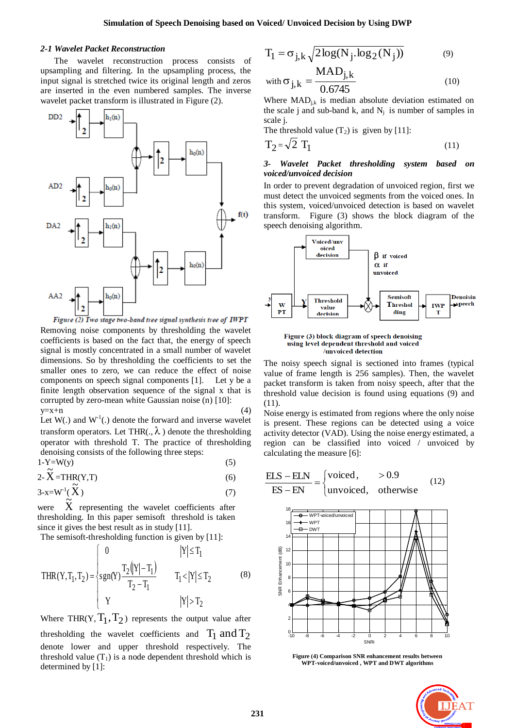### 2-1 Wavelet Packet Reconstruction

The wavelet reconstruction process consists of upsampling and filtering. In the upsampling process, the input signal is stretched twice its original length and zeros are inserted in the even numbered samples. The inverse wavelet packet transform is illustrated in Figure (2).

*Figure (2) Two stage two-band tree signal synthesis tree of IWPT*

Removing noise components by thresholding the wavelet coefficients is based on the fact that, the energy of speech signal is mostly concentrated in a small number of wavelet dimensions. So by thresholding the coefficients to set the smaller ones to zero, we can reduce the effect of noise components on speech signal components [1]. Let y be a finite length observation sequence of the signal x that is corrupted by zero-mean white Gaussian noise (n) [10]:

$$y=x+n \tag{4}$$

Let W(.) and $W^{-1}(.)$ denote the forward and inverse wavelet transform operators. Let THR(., $\lambda$) denote the thresholding operator with threshold T. The practice of thresholding denoising consists of the following three steps:

1- $Y=W(y)$ (5)

2- $\tilde{X}=THR(Y,T)$ (6)

3- $x=W^{-1}(\tilde{X})$ (7)

were $\tilde{X}$ representing the wavelet coefficients after thresholding. In this paper semisoft threshold is taken since it gives the best result as in study [11].

The semisoft-thresholding function is given by [11]:

$$THR(Y,T_1,T_2)=\begin{cases} 0 & |Y|\le T_1 \\ sgn(Y)\dfrac{T_2(|Y|-T_1)}{T_2-T_1} & T_1<|Y|\le T_2 \\ Y & |Y|>T_2 \end{cases} \tag{8}$$

Where $THR(Y,T_1,T_2)$ represents the output value after thresholding the wavelet coefficients and $T_1$ and $T_2$ denote lower and upper threshold respectively. The threshold value ($T_1$) is a node dependent threshold which is determined by [1]:

$$T_1=\sigma_{j,k}\sqrt{2\log(N_j.\log_2(N_j))} \tag{9}$$

$$\text{with } \sigma_{j,k}=\frac{MAD_{j,k}}{0.6745} \tag{10}$$

Where $MAD_{j,k}$ is median absolute deviation estimated on the scale j and sub-band k, and $N_j$ is number of samples in scale j.

The threshold value ($T_2$) is given by [11]:

$$T_2=\sqrt{2}\,T_1 \tag{11}$$

### 3- Wavelet Packet thresholding system based on voiced/unvoiced decision

In order to prevent degradation of unvoiced region, first we must detect the unvoiced segments from the voiced ones. In this system, voiced/unvoiced detection is based on wavelet transform. Figure (3) shows the block diagram of the speech denoising algorithm.

**Figure (3) block diagram of speech denoising using level dependent threshold and voiced /unvoiced detection**

The noisy speech signal is sectioned into frames (typical value of frame length is 256 samples). Then, the wavelet packet transform is taken from noisy speech, after that the threshold value decision is found using equations (9) and (11).

Noise energy is estimated from regions where the only noise is present. These regions can be detected using a voice activity detector (VAD). Using the noise energy estimated, a region can be classified into voiced / unvoiced by calculating the measure [6]:

$$\frac{ELS-ELN}{ES-EN}=\begin{cases} \text{voiced}, & >0.9 \\ \text{unvoiced}, & \text{otherwise} \end{cases} \tag{12}$$

**Figure (4) Comparison SNR enhancement results between WPT-voiced/unvoiced , WPT and DWT algorithms**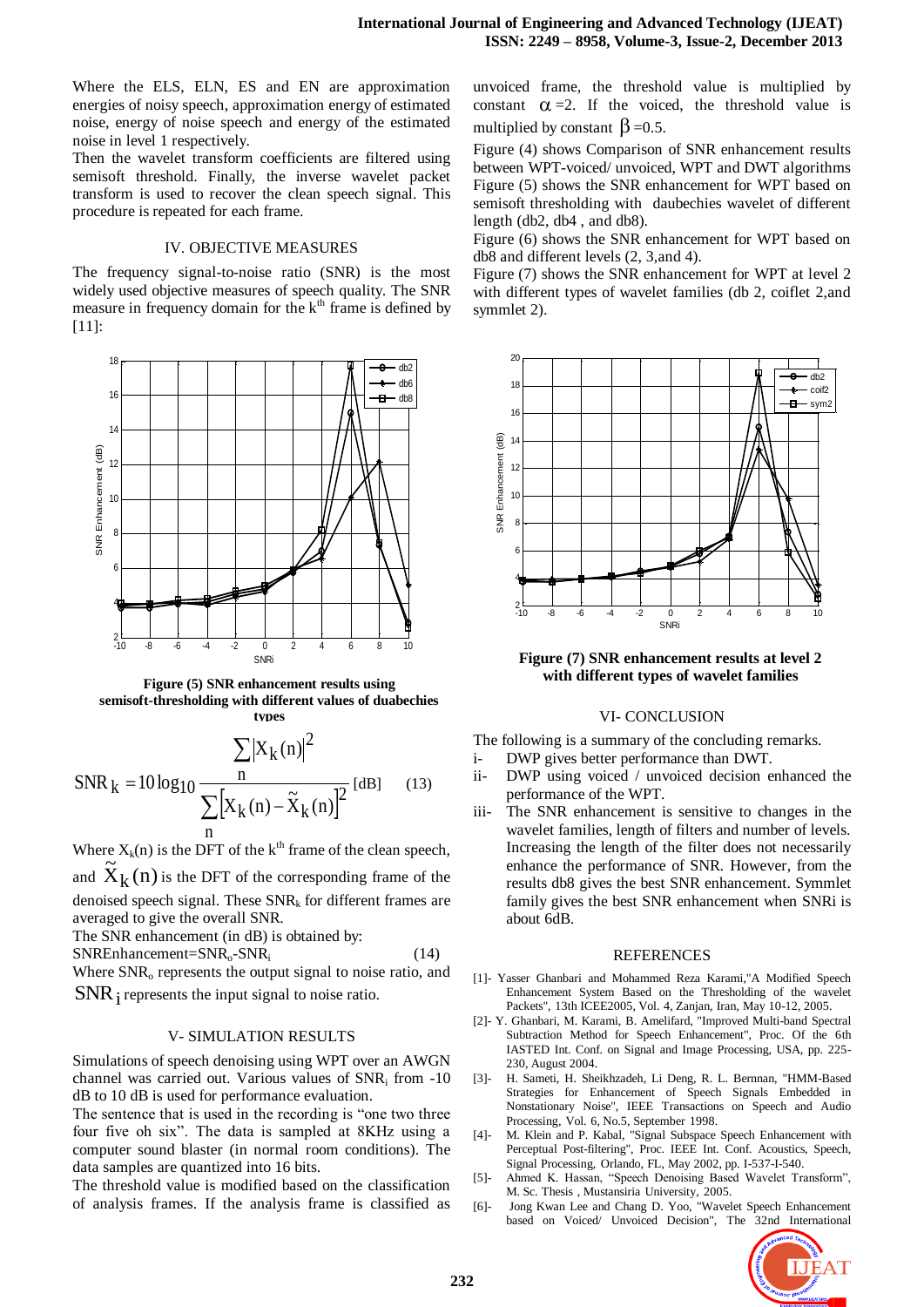Where the ELS, ELN, ES and EN are approximation energies of noisy speech, approximation energy of estimated noise, energy of noise speech and energy of the estimated noise in level 1 respectively.

Then the wavelet transform coefficients are filtered using semisoft threshold. Finally, the inverse wavelet packet transform is used to recover the clean speech signal. This procedure is repeated for each frame.

## IV. OBJECTIVE MEASURES

The frequency signal-to-noise ratio (SNR) is the most widely used objective measures of speech quality. The SNR measure in frequency domain for the $k^{th}$ frame is defined by [11]:

Figure (5) SNR enhancement results using semisoft-thresholding with different values of duabechies types

$$SNR_k = 10\log_{10}\frac{\sum_n |X_k(n)|^2}{\sum_n [X_k(n) - \tilde{X}_k(n)]^2}\ [\text{dB}] \quad (13)$$

Where $X_k(n)$ is the DFT of the $k^{th}$ frame of the clean speech, and $\tilde{X}_k(n)$ is the DFT of the corresponding frame of the denoised speech signal. These $SNR_k$ for different frames are averaged to give the overall SNR.

The SNR enhancement (in dB) is obtained by:

$$SNREnhancement = SNR_o - SNR_i \quad (14)$$

Where $SNR_o$ represents the output signal to noise ratio, and $SNR_i$ represents the input signal to noise ratio.

## V- SIMULATION RESULTS

Simulations of speech denoising using WPT over an AWGN channel was carried out. Various values of $SNR_i$ from -10 dB to 10 dB is used for performance evaluation.

The sentence that is used in the recording is "one two three four five oh six". The data is sampled at 8KHz using a computer sound blaster (in normal room conditions). The data samples are quantized into 16 bits.

The threshold value is modified based on the classification of analysis frames. If the analysis frame is classified as unvoiced frame, the threshold value is multiplied by constant $\alpha = 2$. If the voiced, the threshold value is multiplied by constant $\beta = 0.5$.

Figure (4) shows Comparison of SNR enhancement results between WPT-voiced/ unvoiced, WPT and DWT algorithms

Figure (5) shows the SNR enhancement for WPT based on semisoft thresholding with daubechies wavelet of different length (db2, db4 , and db8).

Figure (6) shows the SNR enhancement for WPT based on db8 and different levels (2, 3,and 4).

Figure (7) shows the SNR enhancement for WPT at level 2 with different types of wavelet families (db 2, coiflet 2,and symmlet 2).

**Figure (7) SNR enhancement results at level 2 with different types of wavelet families**

## VI- CONCLUSION

The following is a summary of the concluding remarks.

i- DWP gives better performance than DWT.

ii- DWP using voiced / unvoiced decision enhanced the performance of the WPT.

iii- The SNR enhancement is sensitive to changes in the wavelet families, length of filters and number of levels. Increasing the length of the filter does not necessarily enhance the performance of SNR. However, from the results db8 gives the best SNR enhancement. Symmlet family gives the best SNR enhancement when SNRi is about 6dB.

## REFERENCES

[1]- Yasser Ghanbari and Mohammed Reza Karami,"A Modified Speech Enhancement System Based on the Thresholding of the wavelet Packets", 13th ICEE2005, Vol. 4, Zanjan, Iran, May 10-12, 2005.

[2]- Y. Ghanbari, M. Karami, B. Amelifard, "Improved Multi-band Spectral Subtraction Method for Speech Enhancement", Proc. Of the 6th IASTED Int. Conf. on Signal and Image Processing, USA, pp. 225-230, August 2004.

[3]- H. Sameti, H. Sheikhzadeh, Li Deng, R. L. Bernnan, "HMM-Based Strategies for Enhancement of Speech Signals Embedded in Nonstationary Noise", IEEE Transactions on Speech and Audio Processing, Vol. 6, No.5, September 1998.

[4]- M. Klein and P. Kabal, "Signal Subspace Speech Enhancement with Perceptual Post-filtering", Proc. IEEE Int. Conf. Acoustics, Speech, Signal Processing, Orlando, FL, May 2002, pp. I-537-I-540.

[5]- Ahmed K. Hassan, "Speech Denoising Based Wavelet Transform", M. Sc. Thesis , Mustansiria University, 2005.

[6]- Jong Kwan Lee and Chang D. Yoo, "Wavelet Speech Enhancement based on Voiced/ Unvoiced Decision", The 32nd International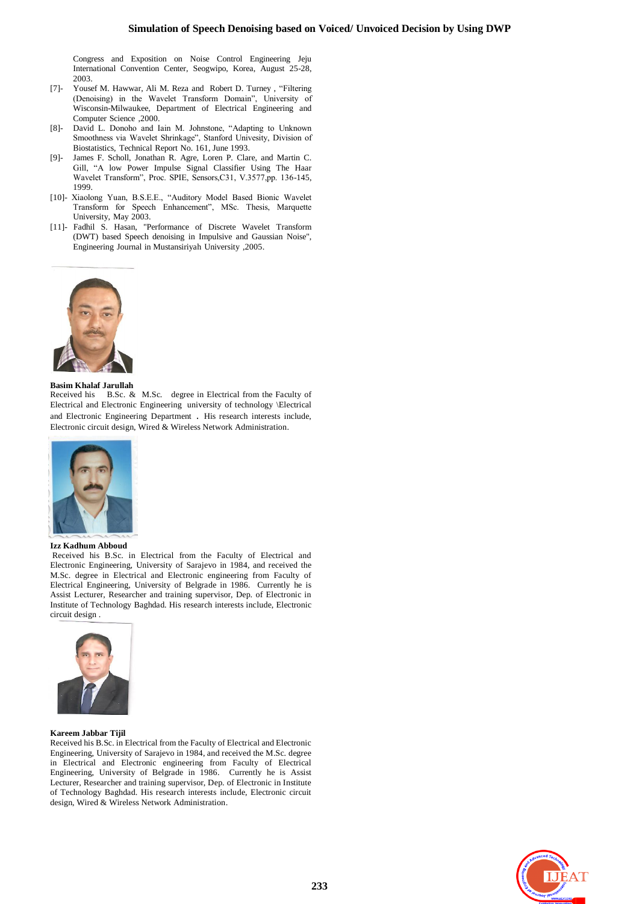Congress and Exposition on Noise Control Engineering Jeju International Convention Center, Seogwipo, Korea, August 25-28, 2003.

[7]- Yousef M. Hawwar, Ali M. Reza and Robert D. Turney , "Filtering (Denoising) in the Wavelet Transform Domain", University of Wisconsin-Milwaukee, Department of Electrical Engineering and Computer Science ,2000.

[8]- David L. Donoho and Iain M. Johnstone, "Adapting to Unknown Smoothness via Wavelet Shrinkage", Stanford Univesity, Division of Biostatistics, Technical Report No. 161, June 1993.

[9]- James F. Scholl, Jonathan R. Agre, Loren P. Clare, and Martin C. Gill, "A low Power Impulse Signal Classifier Using The Haar Wavelet Transform", Proc. SPIE, Sensors,C31, V.3577,pp. 136-145, 1999.

[10]- Xiaolong Yuan, B.S.E.E., "Auditory Model Based Bionic Wavelet Transform for Speech Enhancement", MSc. Thesis, Marquette University, May 2003.

[11]- Fadhil S. Hasan, "Performance of Discrete Wavelet Transform (DWT) based Speech denoising in Impulsive and Gaussian Noise", Engineering Journal in Mustansiriyah University ,2005.

**Basim Khalaf Jarullah**
Received his B.Sc. & M.Sc. degree in Electrical from the Faculty of Electrical and Electronic Engineering university of technology \Electrical and Electronic Engineering Department . His research interests include, Electronic circuit design, Wired & Wireless Network Administration.

**Izz Kadhum Abboud**
Received his B.Sc. in Electrical from the Faculty of Electrical and Electronic Engineering, University of Sarajevo in 1984, and received the M.Sc. degree in Electrical and Electronic engineering from Faculty of Electrical Engineering, University of Belgrade in 1986. Currently he is Assist Lecturer, Researcher and training supervisor, Dep. of Electronic in Institute of Technology Baghdad. His research interests include, Electronic circuit design .

**Kareem Jabbar Tijil**
Received his B.Sc. in Electrical from the Faculty of Electrical and Electronic Engineering, University of Sarajevo in 1984, and received the M.Sc. degree in Electrical and Electronic engineering from Faculty of Electrical Engineering, University of Belgrade in 1986. Currently he is Assist Lecturer, Researcher and training supervisor, Dep. of Electronic in Institute of Technology Baghdad. His research interests include, Electronic circuit design, Wired & Wireless Network Administration.